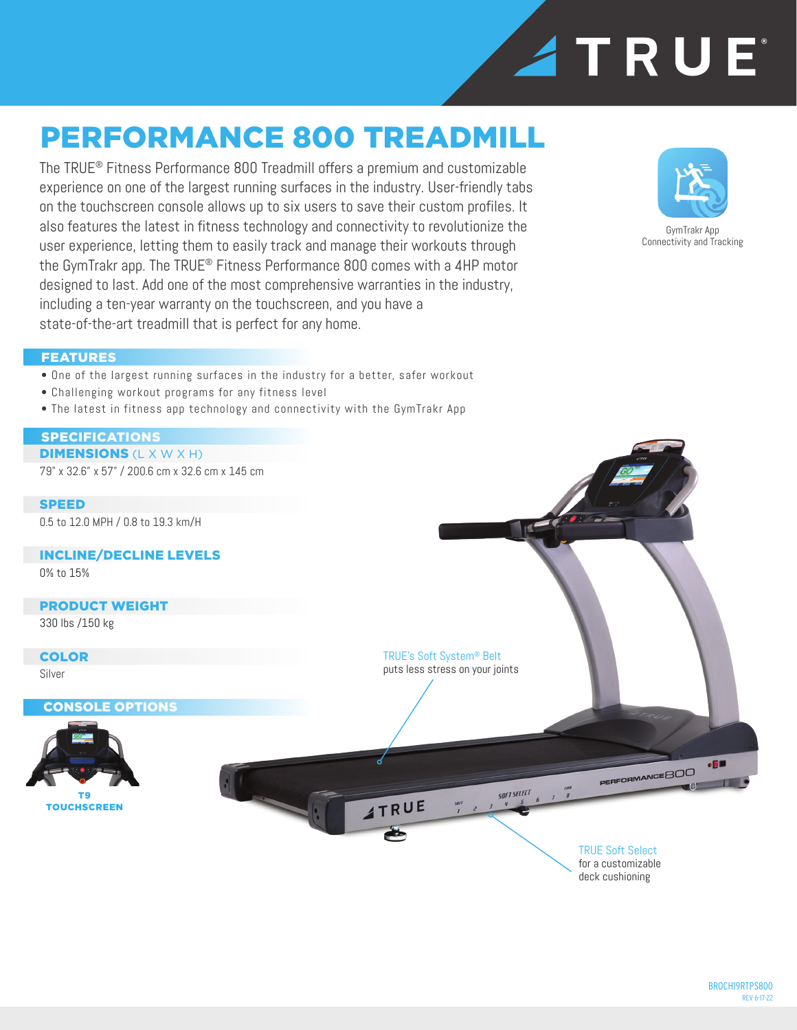# PERFORMANCE 800 TREADMILL

The TRUE® Fitness Performance 800 Treadmill offers a premium and customizable experience on one of the largest running surfaces in the industry. User-friendly tabs on the touchscreen console allows up to six users to save their custom profiles. It also features the latest in fitness technology and connectivity to revolutionize the user experience, letting them to easily track and manage their workouts through the GymTrakr app. The TRUE® Fitness Performance 800 comes with a 4HP motor designed to last. Add one of the most comprehensive warranties in the industry, including a ten-year warranty on the touchscreen, and you have a state-of-the-art treadmill that is perfect for any home.

GymTrakr App
Connectivity and Tracking

## FEATURES

- One of the largest running surfaces in the industry for a better, safer workout
- Challenging workout programs for any fitness level
- The latest in fitness app technology and connectivity with the GymTrakr App

## SPECIFICATIONS

### DIMENSIONS (L X W X H)

79" x 32.6" x 57" / 200.6 cm x 32.6 cm x 145 cm

### SPEED

0.5 to 12.0 MPH / 0.8 to 19.3 km/H

### INCLINE/DECLINE LEVELS

0% to 15%

### PRODUCT WEIGHT

330 lbs /150 kg

### COLOR

Silver

## CONSOLE OPTIONS

**T9 TOUCHSCREEN**

TRUE's Soft System® Belt puts less stress on your joints

TRUE Soft Select for a customizable deck cushioning

BROCH19RTPS800
REV 6-17-22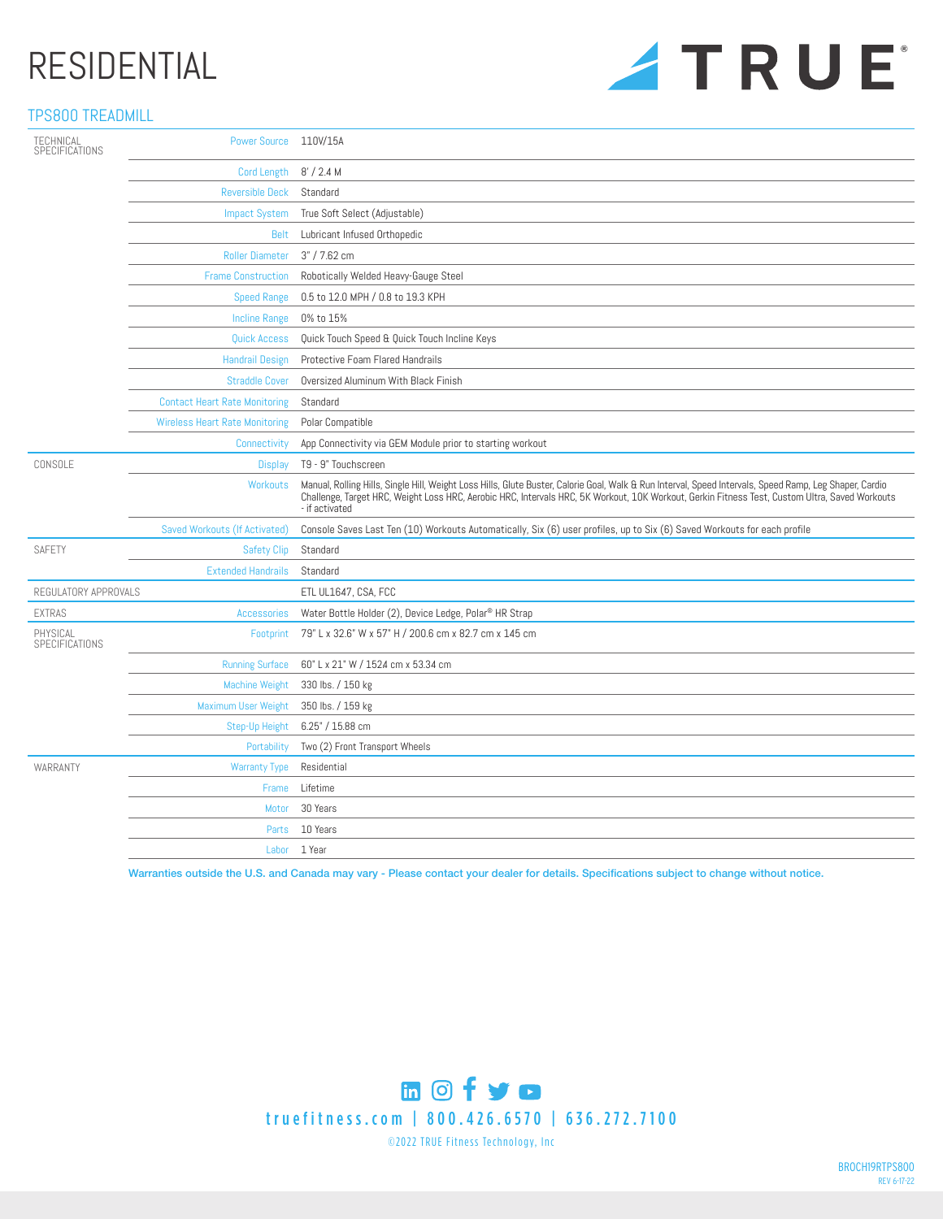# RESIDENTIAL

TRUE®

## TPS800 TREADMILL

| | | |
|---|---|---|
| TECHNICAL SPECIFICATIONS | Power Source | 110V/15A |
| | Cord Length | 8' / 2.4 M |
| | Reversible Deck | Standard |
| | Impact System | True Soft Select (Adjustable) |
| | Belt | Lubricant Infused Orthopedic |
| | Roller Diameter | 3" / 7.62 cm |
| | Frame Construction | Robotically Welded Heavy-Gauge Steel |
| | Speed Range | 0.5 to 12.0 MPH / 0.8 to 19.3 KPH |
| | Incline Range | 0% to 15% |
| | Quick Access | Quick Touch Speed & Quick Touch Incline Keys |
| | Handrail Design | Protective Foam Flared Handrails |
| | Straddle Cover | Oversized Aluminum With Black Finish |
| | Contact Heart Rate Monitoring | Standard |
| | Wireless Heart Rate Monitoring | Polar Compatible |
| | Connectivity | App Connectivity via GEM Module prior to starting workout |
| CONSOLE | Display | T9 - 9" Touchscreen |
| | Workouts | Manual, Rolling Hills, Single Hill, Weight Loss Hills, Glute Buster, Calorie Goal, Walk & Run Interval, Speed Intervals, Speed Ramp, Leg Shaper, Cardio Challenge, Target HRC, Weight Loss HRC, Aerobic HRC, Intervals HRC, 5K Workout, 10K Workout, Gerkin Fitness Test, Custom Ultra, Saved Workouts - if activated |
| | Saved Workouts (If Activated) | Console Saves Last Ten (10) Workouts Automatically, Six (6) user profiles, up to Six (6) Saved Workouts for each profile |
| SAFETY | Safety Clip | Standard |
| | Extended Handrails | Standard |
| REGULATORY APPROVALS | | ETL UL1647, CSA, FCC |
| EXTRAS | Accessories | Water Bottle Holder (2), Device Ledge, Polar® HR Strap |
| PHYSICAL SPECIFICATIONS | Footprint | 79" L x 32.6" W x 57" H / 200.6 cm x 82.7 cm x 145 cm |
| | Running Surface | 60" L x 21" W / 1524 cm x 53.34 cm |
| | Machine Weight | 330 lbs. / 150 kg |
| | Maximum User Weight | 350 lbs. / 159 kg |
| | Step-Up Height | 6.25" / 15.88 cm |
| | Portability | Two (2) Front Transport Wheels |
| WARRANTY | Warranty Type | Residential |
| | Frame | Lifetime |
| | Motor | 30 Years |
| | Parts | 10 Years |
| | Labor | 1 Year |

Warranties outside the U.S. and Canada may vary - Please contact your dealer for details. Specifications subject to change without notice.

truefitness.com | 800.426.6570 | 636.272.7100

©2022 TRUE Fitness Technology, Inc

BROCH19RTPS800
REV 6-17-22